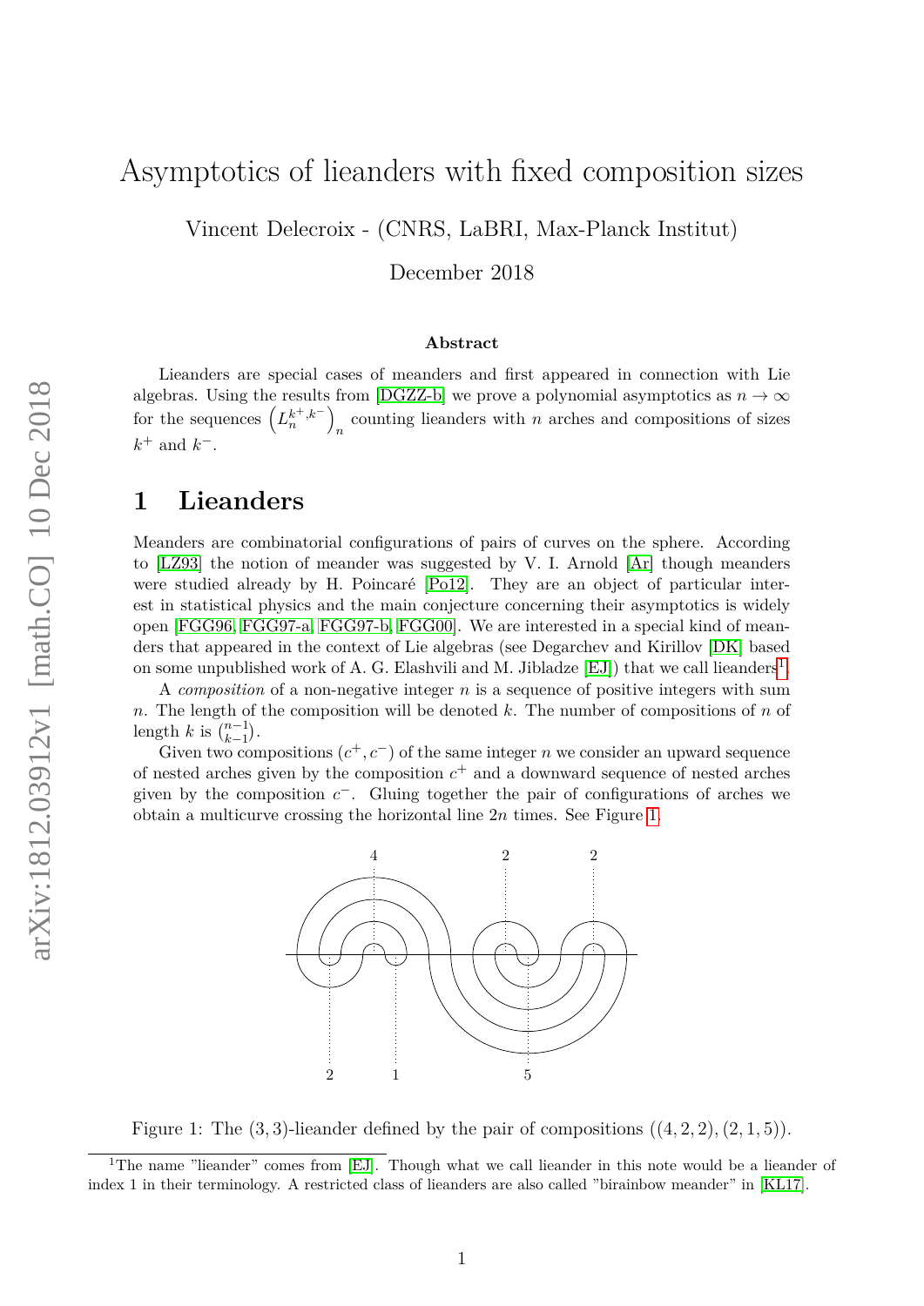# Asymptotics of lieanders with fixed composition sizes

Vincent Delecroix - (CNRS, LaBRI, Max-Planck Institut)

December 2018

### Abstract

Lieanders are special cases of meanders and first appeared in connection with Lie algebras. Using the results from [DGZZ-b] we prove a polynomial asymptotics as $n \to \infty$ for the sequences $\left(L_n^{k^+,k^-}\right)_n$ counting lieanders with $n$ arches and compositions of sizes $k^+$ and $k^-$.

## 1 Lieanders

Meanders are combinatorial configurations of pairs of curves on the sphere. According to [LZ93] the notion of meander was suggested by V. I. Arnold [Ar] though meanders were studied already by H. Poincaré [Po12]. They are an object of particular interest in statistical physics and the main conjecture concerning their asymptotics is widely open [FGG96, FGG97-a, FGG97-b, FGG00]. We are interested in a special kind of meanders that appeared in the context of Lie algebras (see Degarchev and Kirillov [DK] based on some unpublished work of A. G. Elashvili and M. Jibladze [EJ]) that we call lieanders[1].

A *composition* of a non-negative integer $n$ is a sequence of positive integers with sum $n$. The length of the composition will be denoted $k$. The number of compositions of $n$ of length $k$ is $\binom{n-1}{k-1}$.

Given two compositions $(c^+, c^-)$ of the same integer $n$ we consider an upward sequence of nested arches given by the composition $c^+$ and a downward sequence of nested arches given by the composition $c^-$. Gluing together the pair of configurations of arches we obtain a multicurve crossing the horizontal line $2n$ times. See Figure 1.

Figure 1: The $(3,3)$-lieander defined by the pair of compositions $((4,2,2),(2,1,5))$.

[1] The name "lieander" comes from [EJ]. Though what we call lieander in this note would be a lieander of index 1 in their terminology. A restricted class of lieanders are also called "birainbow meander" in [KL17].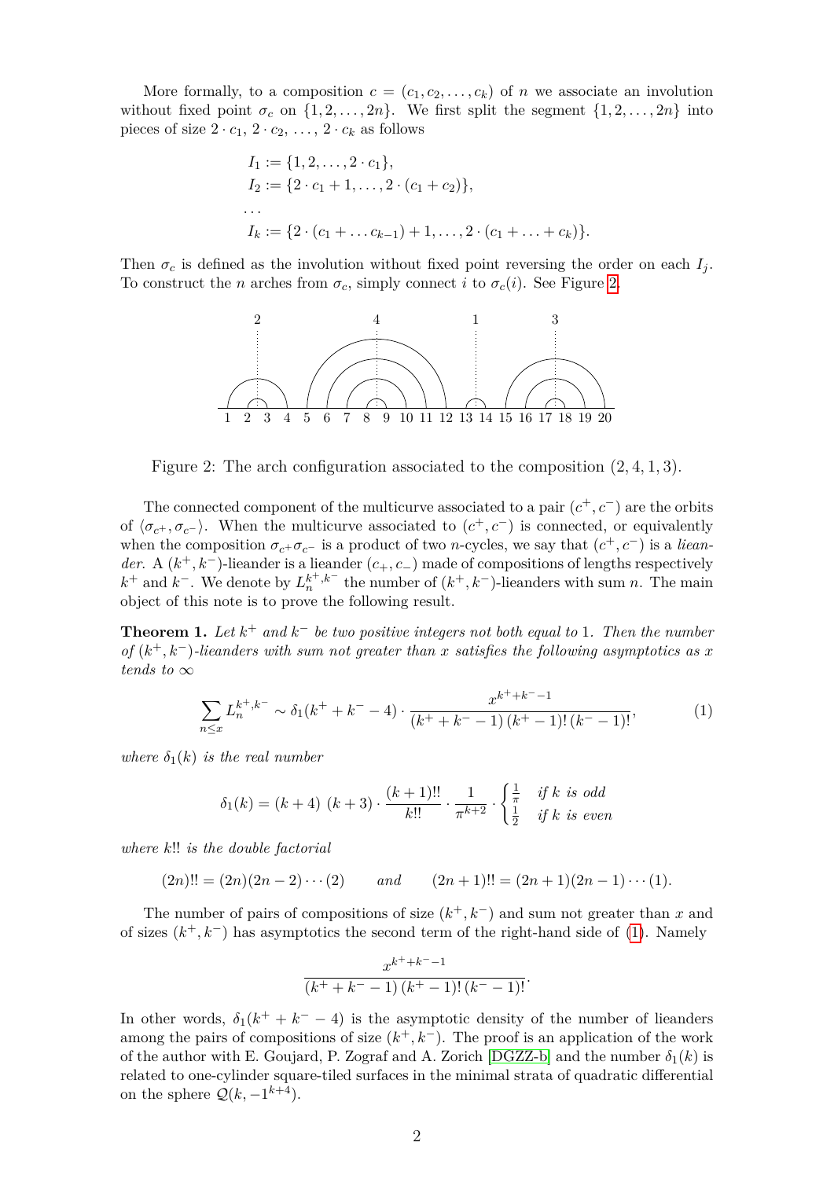More formally, to a composition $c = (c_1, c_2, \ldots, c_k)$ of $n$ we associate an involution without fixed point $\sigma_c$ on $\{1, 2, \ldots, 2n\}$. We first split the segment $\{1, 2, \ldots, 2n\}$ into pieces of size $2 \cdot c_1$, $2 \cdot c_2$, $\ldots$, $2 \cdot c_k$ as follows

$$
\begin{aligned}
&I_1 := \{1, 2, \ldots, 2 \cdot c_1\}, \\
&I_2 := \{2 \cdot c_1 + 1, \ldots, 2 \cdot (c_1 + c_2)\}, \\
&\ldots \\
&I_k := \{2 \cdot (c_1 + \ldots c_{k-1}) + 1, \ldots, 2 \cdot (c_1 + \ldots + c_k)\}.
\end{aligned}
$$

Then $\sigma_c$ is defined as the involution without fixed point reversing the order on each $I_j$. To construct the $n$ arches from $\sigma_c$, simply connect $i$ to $\sigma_c(i)$. See Figure 2.

Figure 2: The arch configuration associated to the composition $(2, 4, 1, 3)$.

The connected component of the multicurve associated to a pair $(c^+, c^-)$ are the orbits of $\langle \sigma_{c^+}, \sigma_{c^-} \rangle$. When the multicurve associated to $(c^+, c^-)$ is connected, or equivalently when the composition $\sigma_{c^+}\sigma_{c^-}$ is a product of two $n$-cycles, we say that $(c^+, c^-)$ is a *lieander*. A $(k^+, k^-)$-lieander is a lieander $(c_+, c_-)$ made of compositions of lengths respectively $k^+$ and $k^-$. We denote by $L_n^{k^+,k^-}$ the number of $(k^+, k^-)$-lieanders with sum $n$. The main object of this note is to prove the following result.

**Theorem 1.** *Let $k^+$ and $k^-$ be two positive integers not both equal to 1. Then the number of $(k^+, k^-)$-lieanders with sum not greater than $x$ satisfies the following asymptotics as $x$ tends to $\infty$*

$$
\sum_{n \le x} L_n^{k^+,k^-} \sim \delta_1(k^+ + k^- - 4) \cdot \frac{x^{k^+ + k^- - 1}}{(k^+ + k^- - 1)\,(k^+ - 1)!\,(k^- - 1)!}, \tag{1}
$$

*where $\delta_1(k)$ is the real number*

$$
\delta_1(k) = (k+4)\ (k+3) \cdot \frac{(k+1)!!}{k!!} \cdot \frac{1}{\pi^{k+2}} \cdot \begin{cases} \frac{1}{\pi} & \text{if } k \text{ is odd} \\ \frac{1}{2} & \text{if } k \text{ is even} \end{cases}
$$

*where $k!!$ is the double factorial*

$$
(2n)!! = (2n)(2n-2)\cdots(2) \qquad \text{and} \qquad (2n+1)!! = (2n+1)(2n-1)\cdots(1).
$$

The number of pairs of compositions of size $(k^+, k^-)$ and sum not greater than $x$ and of sizes $(k^+, k^-)$ has asymptotics the second term of the right-hand side of (1). Namely

$$
\frac{x^{k^+ + k^- - 1}}{(k^+ + k^- - 1)\,(k^+ - 1)!\,(k^- - 1)!}.
$$

In other words, $\delta_1(k^+ + k^- - 4)$ is the asymptotic density of the number of lieanders among the pairs of compositions of size $(k^+, k^-)$. The proof is an application of the work of the author with E. Goujard, P. Zograf and A. Zorich [DGZZ-b] and the number $\delta_1(k)$ is related to one-cylinder square-tiled surfaces in the minimal strata of quadratic differential on the sphere $\mathcal{Q}(k, -1^{k+4})$.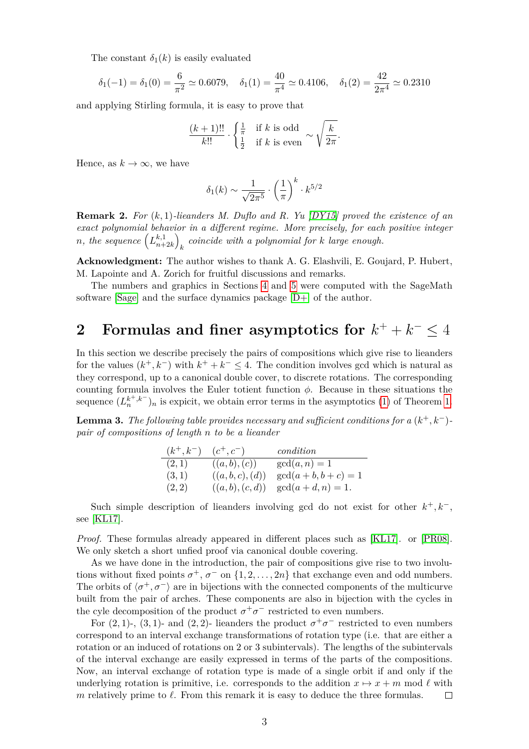The constant $\delta_1(k)$ is easily evaluated

$$\delta_1(-1) = \delta_1(0) = \frac{6}{\pi^2} \simeq 0.6079, \quad \delta_1(1) = \frac{40}{\pi^4} \simeq 0.4106, \quad \delta_1(2) = \frac{42}{2\pi^4} \simeq 0.2310$$

and applying Stirling formula, it is easy to prove that

$$\frac{(k+1)!!}{k!!} \cdot \begin{cases} \frac{1}{\pi} & \text{if } k \text{ is odd} \\ \frac{1}{2} & \text{if } k \text{ is even} \end{cases} \sim \sqrt{\frac{k}{2\pi}}.$$

Hence, as $k \to \infty$, we have

$$\delta_1(k) \sim \frac{1}{\sqrt{2\pi^5}} \cdot \left(\frac{1}{\pi}\right)^k \cdot k^{5/2}$$

**Remark 2.** *For $(k,1)$-lieanders M. Duflo and R. Yu [DY15] proved the existence of an exact polynomial behavior in a different regime. More precisely, for each positive integer $n$, the sequence $\left(L^{k,1}_{n+2k}\right)_k$ coincide with a polynomial for $k$ large enough.*

**Acknowledgment:** The author wishes to thank A. G. Elashvili, E. Goujard, P. Hubert, M. Lapointe and A. Zorich for fruitful discussions and remarks.

The numbers and graphics in Sections 4 and 5 were computed with the SageMath software [Sage] and the surface dynamics package [D+] of the author.

## 2 Formulas and finer asymptotics for $k^+ + k^- \leq 4$

In this section we describe precisely the pairs of compositions which give rise to lieanders for the values $(k^+, k^-)$ with $k^+ + k^- \leq 4$. The condition involves gcd which is natural as they correspond, up to a canonical double cover, to discrete rotations. The corresponding counting formula involves the Euler totient function $\phi$. Because in these situations the sequence $(L^{k^+,k^-}_n)_n$ is explicit, we obtain error terms in the asymptotics (1) of Theorem 1.

**Lemma 3.** *The following table provides necessary and sufficient conditions for a $(k^+, k^-)$-pair of compositions of length $n$ to be a lieander*

| $(k^+, k^-)$ | $(c^+, c^-)$ | *condition* |
|---|---|---|
| $(2,1)$ | $((a,b),(c))$ | $\gcd(a,n) = 1$ |
| $(3,1)$ | $((a,b,c),(d))$ | $\gcd(a+b, b+c) = 1$ |
| $(2,2)$ | $((a,b),(c,d))$ | $\gcd(a+d, n) = 1.$ |

Such simple description of lieanders involving gcd do not exist for other $k^+, k^-$, see [KL17].

*Proof.* These formulas already appeared in different places such as [KL17]. or [PR08]. We only sketch a short unfied proof via canonical double covering.

As we have done in the introduction, the pair of compositions give rise to two involutions without fixed points $\sigma^+$, $\sigma^-$ on $\{1, 2, \ldots, 2n\}$ that exchange even and odd numbers. The orbits of $\langle \sigma^+, \sigma^- \rangle$ are in bijections with the connected components of the multicurve built from the pair of arches. These components are also in bijection with the cycles in the cyle decomposition of the product $\sigma^+\sigma^-$ restricted to even numbers.

For $(2,1)$-, $(3,1)$- and $(2,2)$- lieanders the product $\sigma^+\sigma^-$ restricted to even numbers correspond to an interval exchange transformations of rotation type (i.e. that are either a rotation or an induced of rotations on 2 or 3 subintervals). The lengths of the subintervals of the interval exchange are easily expressed in terms of the parts of the compositions. Now, an interval exchange of rotation type is made of a single orbit if and only if the underlying rotation is primitive, i.e. corresponds to the addition $x \mapsto x + m \bmod \ell$ with $m$ relatively prime to $\ell$. From this remark it is easy to deduce the three formulas. $\square$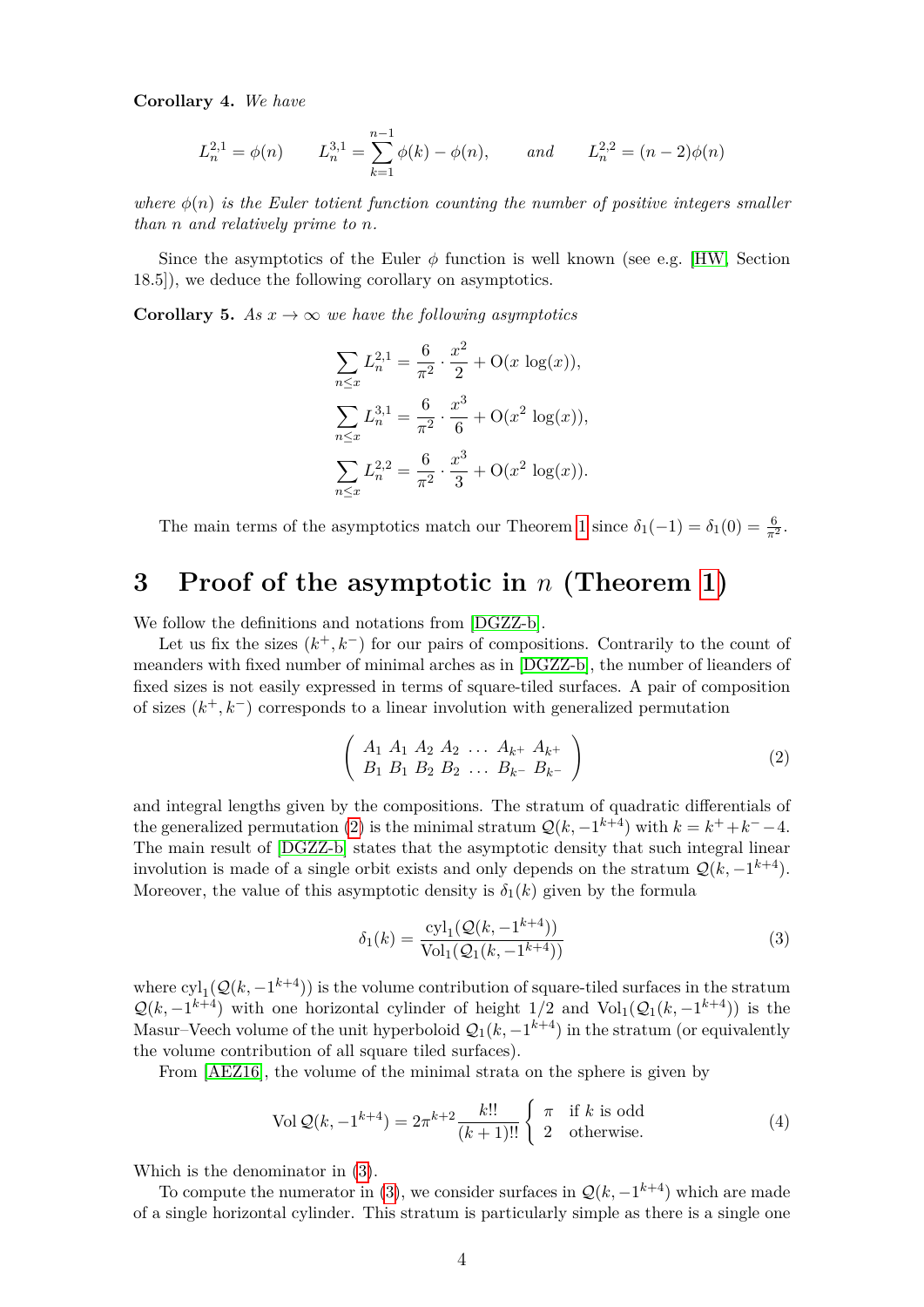**Corollary 4.** *We have*

$$L_n^{2,1} = \phi(n) \qquad L_n^{3,1} = \sum_{k=1}^{n-1} \phi(k) - \phi(n), \qquad \text{and} \qquad L_n^{2,2} = (n-2)\phi(n)$$

*where $\phi(n)$ is the Euler totient function counting the number of positive integers smaller than $n$ and relatively prime to $n$.*

Since the asymptotics of the Euler $\phi$ function is well known (see e.g. [HW, Section 18.5]), we deduce the following corollary on asymptotics.

**Corollary 5.** *As $x \to \infty$ we have the following asymptotics*

$$\sum_{n \leq x} L_n^{2,1} = \frac{6}{\pi^2} \cdot \frac{x^2}{2} + \mathrm{O}(x \log(x)),$$

$$\sum_{n \leq x} L_n^{3,1} = \frac{6}{\pi^2} \cdot \frac{x^3}{6} + \mathrm{O}(x^2 \log(x)),$$

$$\sum_{n \leq x} L_n^{2,2} = \frac{6}{\pi^2} \cdot \frac{x^3}{3} + \mathrm{O}(x^2 \log(x)).$$

The main terms of the asymptotics match our Theorem 1 since $\delta_1(-1) = \delta_1(0) = \frac{6}{\pi^2}$.

# 3 Proof of the asymptotic in $n$ (Theorem 1)

We follow the definitions and notations from [DGZZ-b].

Let us fix the sizes $(k^+, k^-)$ for our pairs of compositions. Contrarily to the count of meanders with fixed number of minimal arches as in [DGZZ-b], the number of lieanders of fixed sizes is not easily expressed in terms of square-tiled surfaces. A pair of composition of sizes $(k^+, k^-)$ corresponds to a linear involution with generalized permutation

$$\begin{pmatrix} A_1 \ A_1 \ A_2 \ A_2 \ \ldots \ A_{k^+} \ A_{k^+} \\ B_1 \ B_1 \ B_2 \ B_2 \ \ldots \ B_{k^-} \ B_{k^-} \end{pmatrix} \tag{2}$$

and integral lengths given by the compositions. The stratum of quadratic differentials of the generalized permutation (2) is the minimal stratum $\mathcal{Q}(k, -1^{k+4})$ with $k = k^+ + k^- - 4$. The main result of [DGZZ-b] states that the asymptotic density that such integral linear involution is made of a single orbit exists and only depends on the stratum $\mathcal{Q}(k, -1^{k+4})$. Moreover, the value of this asymptotic density is $\delta_1(k)$ given by the formula

$$\delta_1(k) = \frac{\mathrm{cyl}_1(\mathcal{Q}(k, -1^{k+4}))}{\mathrm{Vol}_1(\mathcal{Q}_1(k, -1^{k+4}))} \tag{3}$$

where $\mathrm{cyl}_1(\mathcal{Q}(k, -1^{k+4}))$ is the volume contribution of square-tiled surfaces in the stratum $\mathcal{Q}(k, -1^{k+4})$ with one horizontal cylinder of height $1/2$ and $\mathrm{Vol}_1(\mathcal{Q}_1(k, -1^{k+4}))$ is the Masur–Veech volume of the unit hyperboloid $\mathcal{Q}_1(k, -1^{k+4})$ in the stratum (or equivalently the volume contribution of all square tiled surfaces).

From [AEZ16], the volume of the minimal strata on the sphere is given by

$$\mathrm{Vol}\, \mathcal{Q}(k, -1^{k+4}) = 2\pi^{k+2} \frac{k!!}{(k+1)!!} \begin{cases} \pi & \text{if } k \text{ is odd} \\ 2 & \text{otherwise.} \end{cases} \tag{4}$$

Which is the denominator in (3).

To compute the numerator in (3), we consider surfaces in $\mathcal{Q}(k, -1^{k+4})$ which are made of a single horizontal cylinder. This stratum is particularly simple as there is a single one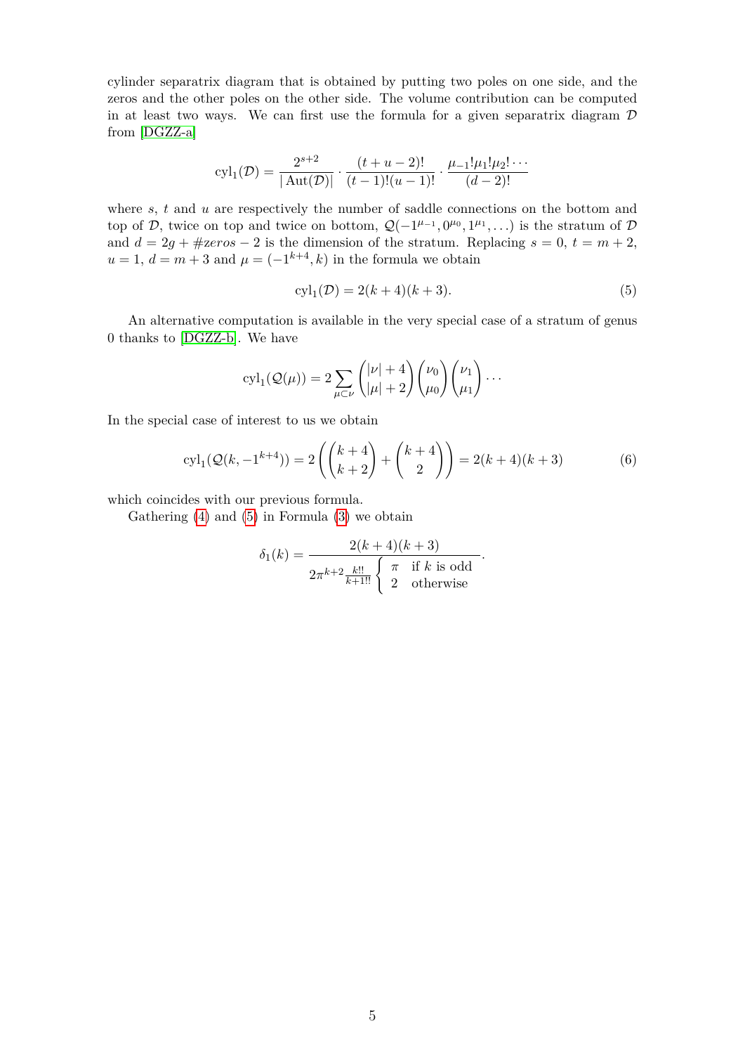cylinder separatrix diagram that is obtained by putting two poles on one side, and the zeros and the other poles on the other side. The volume contribution can be computed in at least two ways. We can first use the formula for a given separatrix diagram $\mathcal{D}$ from [DGZZ-a]

$$\mathrm{cyl}_1(\mathcal{D}) = \frac{2^{s+2}}{|\operatorname{Aut}(\mathcal{D})|} \cdot \frac{(t+u-2)!}{(t-1)!(u-1)!} \cdot \frac{\mu_{-1}!\mu_1!\mu_2!\cdots}{(d-2)!}$$

where $s$, $t$ and $u$ are respectively the number of saddle connections on the bottom and top of $\mathcal{D}$, twice on top and twice on bottom, $\mathcal{Q}(-1^{\mu_{-1}}, 0^{\mu_0}, 1^{\mu_1}, \ldots)$ is the stratum of $\mathcal{D}$ and $d = 2g + \#zeros - 2$ is the dimension of the stratum. Replacing $s = 0$, $t = m+2$, $u = 1$, $d = m+3$ and $\mu = (-1^{k+4}, k)$ in the formula we obtain

$$\mathrm{cyl}_1(\mathcal{D}) = 2(k+4)(k+3). \tag{5}$$

An alternative computation is available in the very special case of a stratum of genus 0 thanks to [DGZZ-b]. We have

$$\mathrm{cyl}_1(\mathcal{Q}(\mu)) = 2 \sum_{\mu \subset \nu} \binom{|\nu|+4}{|\mu|+2} \binom{\nu_0}{\mu_0} \binom{\nu_1}{\mu_1} \cdots$$

In the special case of interest to us we obtain

$$\mathrm{cyl}_1(\mathcal{Q}(k, -1^{k+4})) = 2\left(\binom{k+4}{k+2} + \binom{k+4}{2}\right) = 2(k+4)(k+3) \tag{6}$$

which coincides with our previous formula.

Gathering (4) and (5) in Formula (3) we obtain

$$\delta_1(k) = \frac{2(k+4)(k+3)}{2\pi^{k+2}\frac{k!!}{k+1!!}\begin{cases} \pi & \text{if } k \text{ is odd} \\ 2 & \text{otherwise} \end{cases}}.$$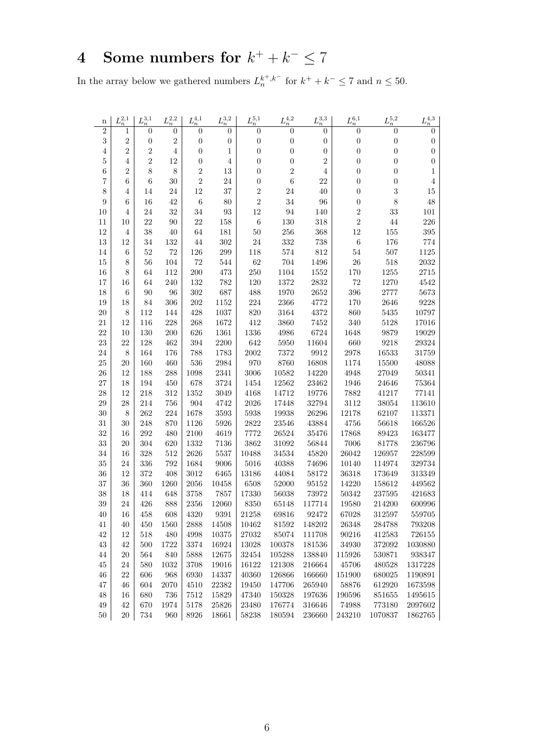# 4 Some numbers for $k^+ + k^- \leq 7$

In the array below we gathered numbers $L_n^{k^+,k^-}$ for $k^+ + k^- \leq 7$ and $n \leq 50$.

| n | $L_n^{2,1}$ | $L_n^{3,1}$ | $L_n^{2,2}$ | $L_n^{4,1}$ | $L_n^{3,2}$ | $L_n^{5,1}$ | $L_n^{4,2}$ | $L_n^{3,3}$ | $L_n^{6,1}$ | $L_n^{5,2}$ | $L_n^{4,3}$ |
|---|---|---|---|---|---|---|---|---|---|---|---|
| 2 | 1 | 0 | 0 | 0 | 0 | 0 | 0 | 0 | 0 | 0 | 0 |
| 3 | 2 | 0 | 2 | 0 | 0 | 0 | 0 | 0 | 0 | 0 | 0 |
| 4 | 2 | 2 | 4 | 0 | 1 | 0 | 0 | 0 | 0 | 0 | 0 |
| 5 | 4 | 2 | 12 | 0 | 4 | 0 | 0 | 2 | 0 | 0 | 0 |
| 6 | 2 | 8 | 8 | 2 | 13 | 0 | 2 | 4 | 0 | 0 | 1 |
| 7 | 6 | 6 | 30 | 2 | 24 | 0 | 6 | 22 | 0 | 0 | 4 |
| 8 | 4 | 14 | 24 | 12 | 37 | 2 | 24 | 40 | 0 | 3 | 15 |
| 9 | 6 | 16 | 42 | 6 | 80 | 2 | 34 | 96 | 0 | 8 | 48 |
| 10 | 4 | 24 | 32 | 34 | 93 | 12 | 94 | 140 | 2 | 33 | 101 |
| 11 | 10 | 22 | 90 | 22 | 158 | 6 | 130 | 318 | 2 | 44 | 226 |
| 12 | 4 | 38 | 40 | 64 | 181 | 50 | 256 | 368 | 12 | 155 | 395 |
| 13 | 12 | 34 | 132 | 44 | 302 | 24 | 332 | 738 | 6 | 176 | 774 |
| 14 | 6 | 52 | 72 | 126 | 299 | 118 | 574 | 812 | 54 | 507 | 1125 |
| 15 | 8 | 56 | 104 | 72 | 544 | 62 | 704 | 1496 | 26 | 518 | 2032 |
| 16 | 8 | 64 | 112 | 200 | 473 | 250 | 1104 | 1552 | 170 | 1255 | 2715 |
| 17 | 16 | 64 | 240 | 132 | 782 | 120 | 1372 | 2832 | 72 | 1270 | 4542 |
| 18 | 6 | 90 | 96 | 302 | 687 | 488 | 1970 | 2652 | 396 | 2777 | 5673 |
| 19 | 18 | 84 | 306 | 202 | 1152 | 224 | 2366 | 4772 | 170 | 2646 | 9228 |
| 20 | 8 | 112 | 144 | 428 | 1037 | 820 | 3164 | 4372 | 860 | 5435 | 10797 |
| 21 | 12 | 116 | 228 | 268 | 1672 | 412 | 3860 | 7452 | 340 | 5128 | 17016 |
| 22 | 10 | 130 | 200 | 626 | 1361 | 1336 | 4986 | 6724 | 1648 | 9879 | 19029 |
| 23 | 22 | 128 | 462 | 394 | 2200 | 642 | 5950 | 11604 | 660 | 9218 | 29324 |
| 24 | 8 | 164 | 176 | 788 | 1783 | 2002 | 7372 | 9912 | 2978 | 16533 | 31759 |
| 25 | 20 | 160 | 460 | 536 | 2984 | 970 | 8760 | 16808 | 1174 | 15500 | 48088 |
| 26 | 12 | 188 | 288 | 1098 | 2341 | 3006 | 10582 | 14220 | 4948 | 27049 | 50341 |
| 27 | 18 | 194 | 450 | 678 | 3724 | 1454 | 12562 | 23462 | 1946 | 24646 | 75364 |
| 28 | 12 | 218 | 312 | 1352 | 3049 | 4168 | 14712 | 19776 | 7882 | 41217 | 77141 |
| 29 | 28 | 214 | 756 | 904 | 4742 | 2026 | 17448 | 32794 | 3112 | 38054 | 113610 |
| 30 | 8 | 262 | 224 | 1678 | 3593 | 5938 | 19938 | 26296 | 12178 | 62107 | 113371 |
| 31 | 30 | 248 | 870 | 1126 | 5926 | 2822 | 23546 | 43884 | 4756 | 56618 | 166526 |
| 32 | 16 | 292 | 480 | 2100 | 4619 | 7772 | 26524 | 35476 | 17868 | 89423 | 163477 |
| 33 | 20 | 304 | 620 | 1332 | 7136 | 3862 | 31092 | 56844 | 7006 | 81778 | 236796 |
| 34 | 16 | 328 | 512 | 2626 | 5537 | 10488 | 34534 | 45820 | 26042 | 126957 | 228599 |
| 35 | 24 | 336 | 792 | 1684 | 9006 | 5016 | 40388 | 74696 | 10140 | 114974 | 329734 |
| 36 | 12 | 372 | 408 | 3012 | 6465 | 13186 | 44084 | 58172 | 36318 | 173649 | 313349 |
| 37 | 36 | 360 | 1260 | 2056 | 10458 | 6508 | 52000 | 95152 | 14220 | 158612 | 449562 |
| 38 | 18 | 414 | 648 | 3758 | 7857 | 17330 | 56038 | 73972 | 50342 | 237595 | 421683 |
| 39 | 24 | 426 | 888 | 2356 | 12060 | 8350 | 65148 | 117714 | 19580 | 214200 | 600996 |
| 40 | 16 | 458 | 608 | 4320 | 9391 | 21258 | 69816 | 92472 | 67028 | 312597 | 559705 |
| 41 | 40 | 450 | 1560 | 2888 | 14508 | 10462 | 81592 | 148202 | 26348 | 284788 | 793208 |
| 42 | 12 | 518 | 480 | 4998 | 10375 | 27032 | 85074 | 111708 | 90216 | 412583 | 726155 |
| 43 | 42 | 500 | 1722 | 3374 | 16924 | 13028 | 100378 | 181536 | 34930 | 372092 | 1030880 |
| 44 | 20 | 564 | 840 | 5888 | 12675 | 32454 | 105288 | 138840 | 115926 | 530871 | 938347 |
| 45 | 24 | 580 | 1032 | 3708 | 19016 | 16122 | 121308 | 216664 | 45706 | 480528 | 1317228 |
| 46 | 22 | 606 | 968 | 6930 | 14337 | 40360 | 126866 | 166660 | 151900 | 680025 | 1190891 |
| 47 | 46 | 604 | 2070 | 4510 | 22382 | 19450 | 147706 | 265940 | 58876 | 612920 | 1673598 |
| 48 | 16 | 680 | 736 | 7512 | 15829 | 47340 | 150328 | 197636 | 190596 | 851655 | 1495615 |
| 49 | 42 | 670 | 1974 | 5178 | 25826 | 23480 | 176774 | 316646 | 74988 | 773180 | 2097602 |
| 50 | 20 | 734 | 960 | 8926 | 18661 | 58238 | 180594 | 236660 | 243210 | 1070837 | 1862765 |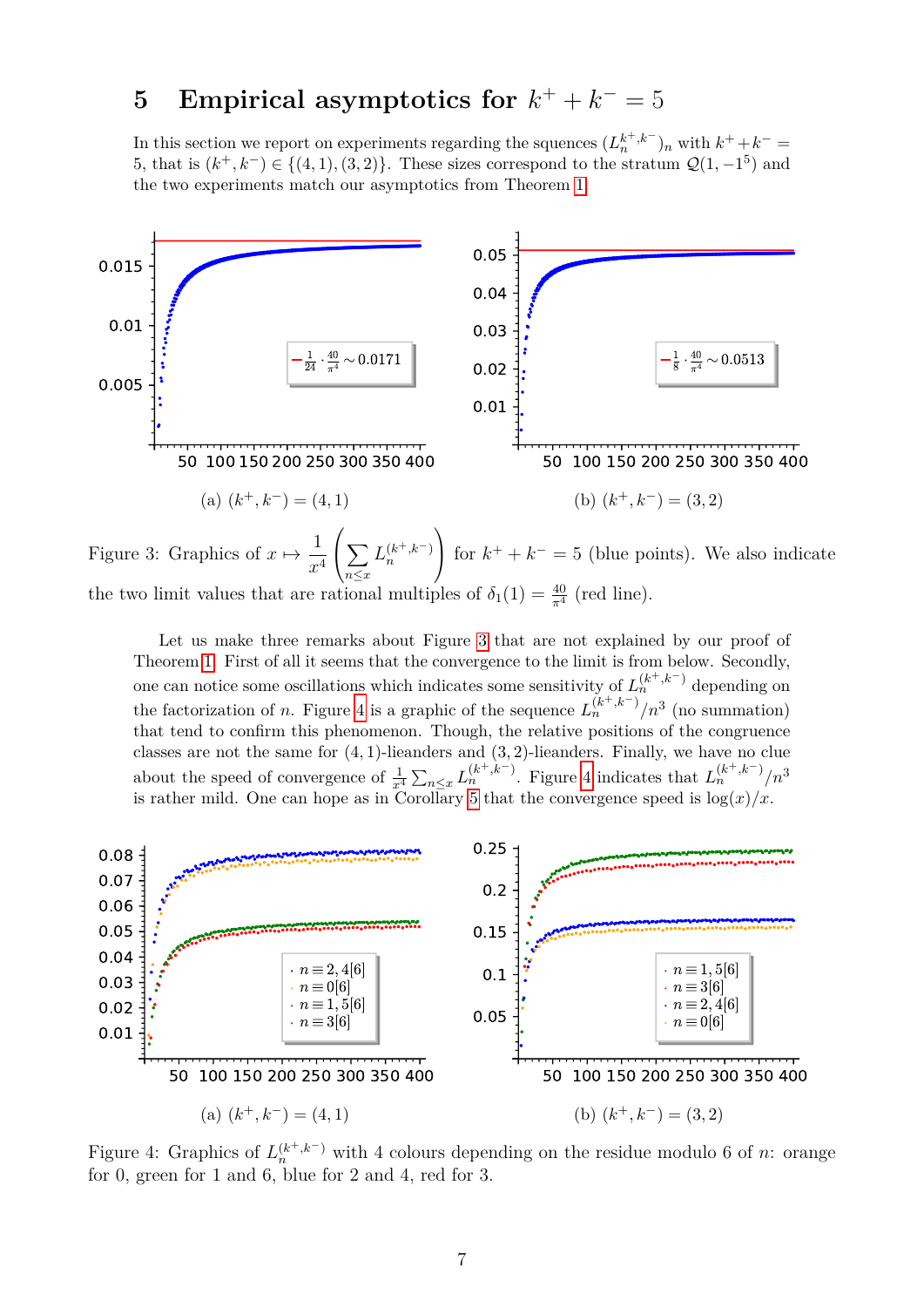# 5 Empirical asymptotics for $k^+ + k^- = 5$

In this section we report on experiments regarding the squences $(L_n^{k^+,k^-})_n$ with $k^+ + k^- = 5$, that is $(k^+, k^-) \in \{(4,1),(3,2)\}$. These sizes correspond to the stratum $\mathcal{Q}(1,-1^5)$ and the two experiments match our asymptotics from Theorem 1.

(a) $(k^+, k^-) = (4,1)$

(b) $(k^+, k^-) = (3,2)$

Figure 3: Graphics of $x \mapsto \frac{1}{x^4}\left(\sum_{n \le x} L_n^{(k^+,k^-)}\right)$ for $k^+ + k^- = 5$ (blue points). We also indicate the two limit values that are rational multiples of $\delta_1(1) = \frac{40}{\pi^4}$ (red line).

Let us make three remarks about Figure 3 that are not explained by our proof of Theorem 1. First of all it seems that the convergence to the limit is from below. Secondly, one can notice some oscillations which indicates some sensitivity of $L_n^{(k^+,k^-)}$ depending on the factorization of $n$. Figure 4 is a graphic of the sequence $L_n^{(k^+,k^-)}/n^3$ (no summation) that tend to confirm this phenomenon. Though, the relative positions of the congruence classes are not the same for $(4,1)$-lieanders and $(3,2)$-lieanders. Finally, we have no clue about the speed of convergence of $\frac{1}{x^4}\sum_{n\le x} L_n^{(k^+,k^-)}$. Figure 4 indicates that $L_n^{(k^+,k^-)}/n^3$ is rather mild. One can hope as in Corollary 5 that the convergence speed is $\log(x)/x$.

(a) $(k^+, k^-) = (4,1)$

(b) $(k^+, k^-) = (3,2)$

Figure 4: Graphics of $L_n^{(k^+,k^-)}$ with 4 colours depending on the residue modulo 6 of $n$: orange for 0, green for 1 and 6, blue for 2 and 4, red for 3.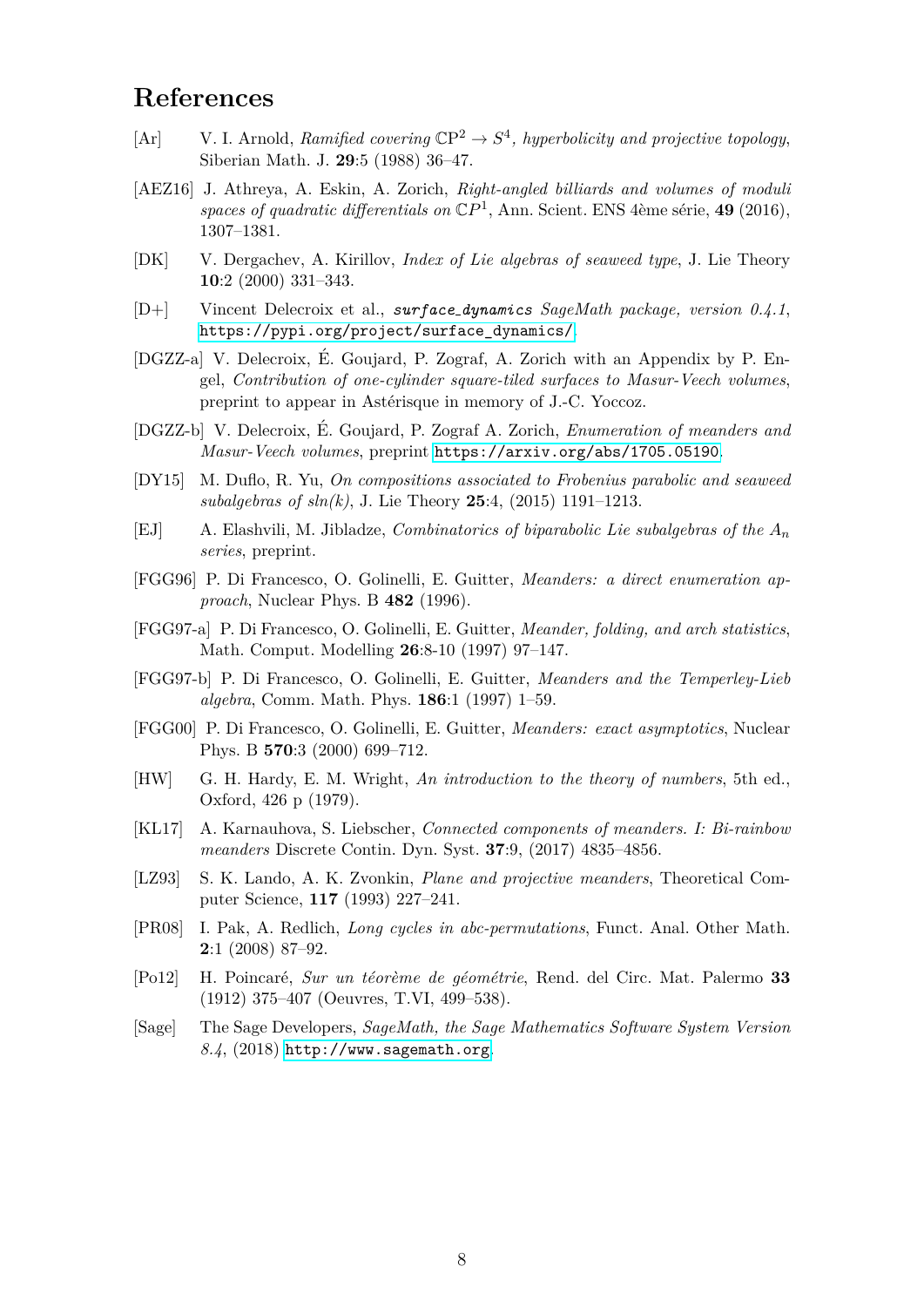## References

[Ar] V. I. Arnold, *Ramified covering* $\mathbb{C}P^2 \to S^4$*, hyperbolicity and projective topology*, Siberian Math. J. **29**:5 (1988) 36–47.

[AEZ16] J. Athreya, A. Eskin, A. Zorich, *Right-angled billiards and volumes of moduli spaces of quadratic differentials on* $\mathbb{C}P^1$, Ann. Scient. ENS 4ème série, **49** (2016), 1307–1381.

[DK] V. Dergachev, A. Kirillov, *Index of Lie algebras of seaweed type*, J. Lie Theory **10**:2 (2000) 331–343.

[D+] Vincent Delecroix et al., ***surface_dynamics*** *SageMath package, version 0.4.1*, https://pypi.org/project/surface_dynamics/.

[DGZZ-a] V. Delecroix, É. Goujard, P. Zograf, A. Zorich with an Appendix by P. Engel, *Contribution of one-cylinder square-tiled surfaces to Masur-Veech volumes*, preprint to appear in Astérisque in memory of J.-C. Yoccoz.

[DGZZ-b] V. Delecroix, É. Goujard, P. Zograf A. Zorich, *Enumeration of meanders and Masur-Veech volumes*, preprint https://arxiv.org/abs/1705.05190.

[DY15] M. Duflo, R. Yu, *On compositions associated to Frobenius parabolic and seaweed subalgebras of sln(k)*, J. Lie Theory **25**:4, (2015) 1191–1213.

[EJ] A. Elashvili, M. Jibladze, *Combinatorics of biparabolic Lie subalgebras of the* $A_n$ *series*, preprint.

[FGG96] P. Di Francesco, O. Golinelli, E. Guitter, *Meanders: a direct enumeration approach*, Nuclear Phys. B **482** (1996).

[FGG97-a] P. Di Francesco, O. Golinelli, E. Guitter, *Meander, folding, and arch statistics*, Math. Comput. Modelling **26**:8-10 (1997) 97–147.

[FGG97-b] P. Di Francesco, O. Golinelli, E. Guitter, *Meanders and the Temperley-Lieb algebra*, Comm. Math. Phys. **186**:1 (1997) 1–59.

[FGG00] P. Di Francesco, O. Golinelli, E. Guitter, *Meanders: exact asymptotics*, Nuclear Phys. B **570**:3 (2000) 699–712.

[HW] G. H. Hardy, E. M. Wright, *An introduction to the theory of numbers*, 5th ed., Oxford, 426 p (1979).

[KL17] A. Karnauhova, S. Liebscher, *Connected components of meanders. I: Bi-rainbow meanders* Discrete Contin. Dyn. Syst. **37**:9, (2017) 4835–4856.

[LZ93] S. K. Lando, A. K. Zvonkin, *Plane and projective meanders*, Theoretical Computer Science, **117** (1993) 227–241.

[PR08] I. Pak, A. Redlich, *Long cycles in abc-permutations*, Funct. Anal. Other Math. **2**:1 (2008) 87–92.

[Po12] H. Poincaré, *Sur un téorème de géométrie*, Rend. del Circ. Mat. Palermo **33** (1912) 375–407 (Oeuvres, T.VI, 499–538).

[Sage] The Sage Developers, *SageMath, the Sage Mathematics Software System Version 8.4*, (2018) http://www.sagemath.org.